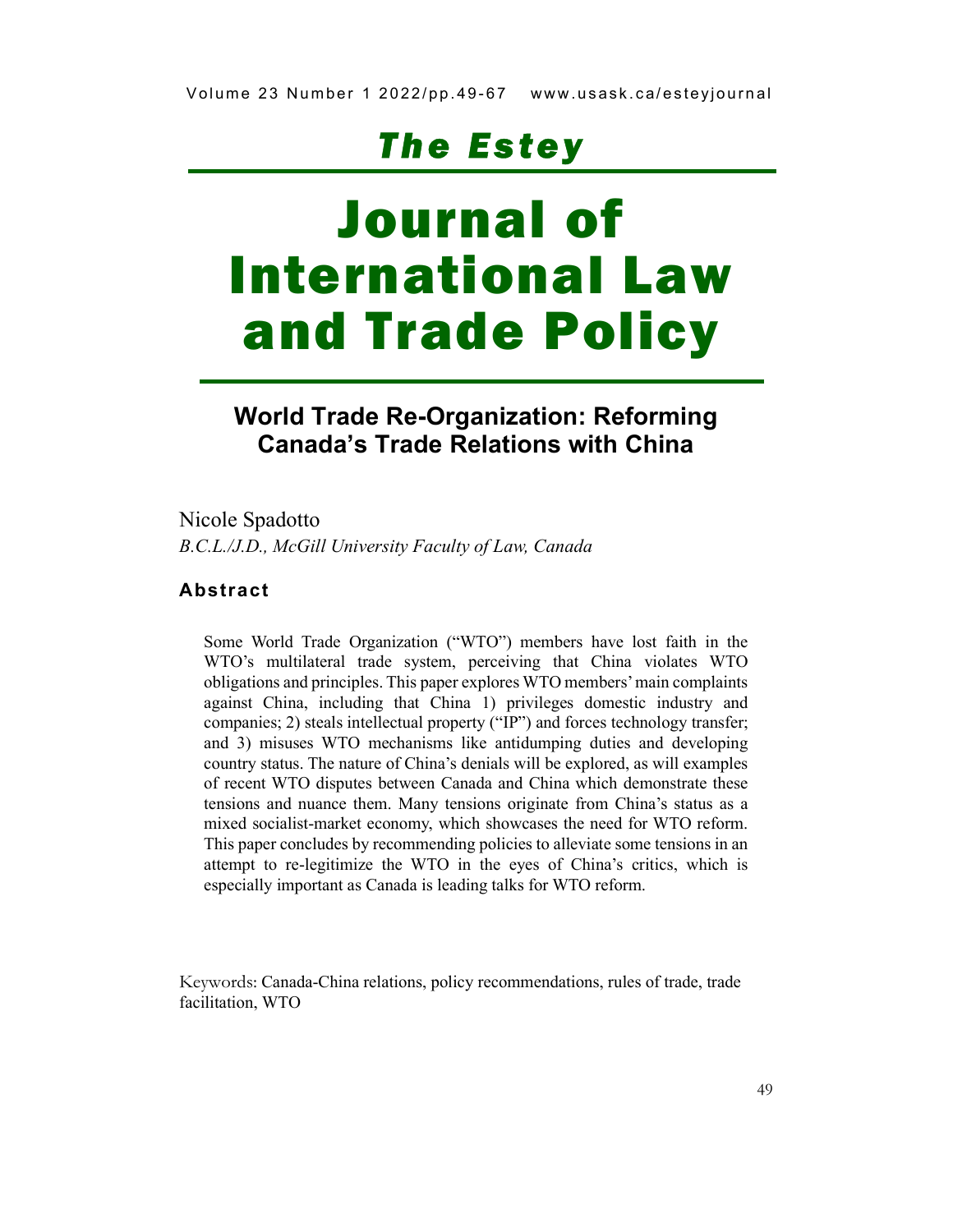# World Trade Re-Organization: Reforming Canada's Trade Relations with China

Nicole Spadotto

*B.C.L./J.D., McGill University Faculty of Law, Canada*

## Abstract

Some World Trade Organization ("WTO") members have lost faith in the WTO's multilateral trade system, perceiving that China violates WTO obligations and principles. This paper explores WTO members' main complaints against China, including that China 1) privileges domestic industry and companies; 2) steals intellectual property ("IP") and forces technology transfer; and 3) misuses WTO mechanisms like antidumping duties and developing country status. The nature of China's denials will be explored, as will examples of recent WTO disputes between Canada and China which demonstrate these tensions and nuance them. Many tensions originate from China's status as a mixed socialist-market economy, which showcases the need for WTO reform. This paper concludes by recommending policies to alleviate some tensions in an attempt to re-legitimize the WTO in the eyes of China's critics, which is especially important as Canada is leading talks for WTO reform.

Keywords: Canada-China relations, policy recommendations, rules of trade, trade facilitation, WTO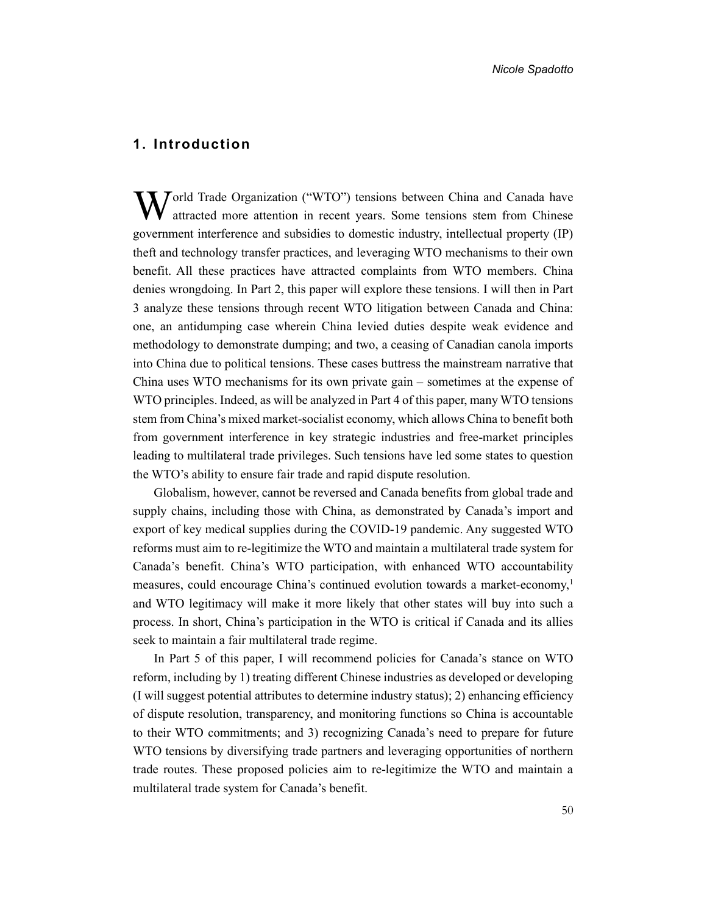## 1. Introduction

World Trade Organization ("WTO") tensions between China and Canada have attracted more attention in recent years. Some tensions stem from Chinese government interference and subsidies to domestic industry, intellectual property (IP) theft and technology transfer practices, and leveraging WTO mechanisms to their own benefit. All these practices have attracted complaints from WTO members. China denies wrongdoing. In Part 2, this paper will explore these tensions. I will then in Part 3 analyze these tensions through recent WTO litigation between Canada and China: one, an antidumping case wherein China levied duties despite weak evidence and methodology to demonstrate dumping; and two, a ceasing of Canadian canola imports into China due to political tensions. These cases buttress the mainstream narrative that China uses WTO mechanisms for its own private gain – sometimes at the expense of WTO principles. Indeed, as will be analyzed in Part 4 of this paper, many WTO tensions stem from China's mixed market-socialist economy, which allows China to benefit both from government interference in key strategic industries and free-market principles leading to multilateral trade privileges. Such tensions have led some states to question the WTO's ability to ensure fair trade and rapid dispute resolution.

Globalism, however, cannot be reversed and Canada benefits from global trade and supply chains, including those with China, as demonstrated by Canada's import and export of key medical supplies during the COVID-19 pandemic. Any suggested WTO reforms must aim to re-legitimize the WTO and maintain a multilateral trade system for Canada's benefit. China's WTO participation, with enhanced WTO accountability measures, could encourage China's continued evolution towards a market-economy,[1] and WTO legitimacy will make it more likely that other states will buy into such a process. In short, China's participation in the WTO is critical if Canada and its allies seek to maintain a fair multilateral trade regime.

In Part 5 of this paper, I will recommend policies for Canada's stance on WTO reform, including by 1) treating different Chinese industries as developed or developing (I will suggest potential attributes to determine industry status); 2) enhancing efficiency of dispute resolution, transparency, and monitoring functions so China is accountable to their WTO commitments; and 3) recognizing Canada's need to prepare for future WTO tensions by diversifying trade partners and leveraging opportunities of northern trade routes. These proposed policies aim to re-legitimize the WTO and maintain a multilateral trade system for Canada's benefit.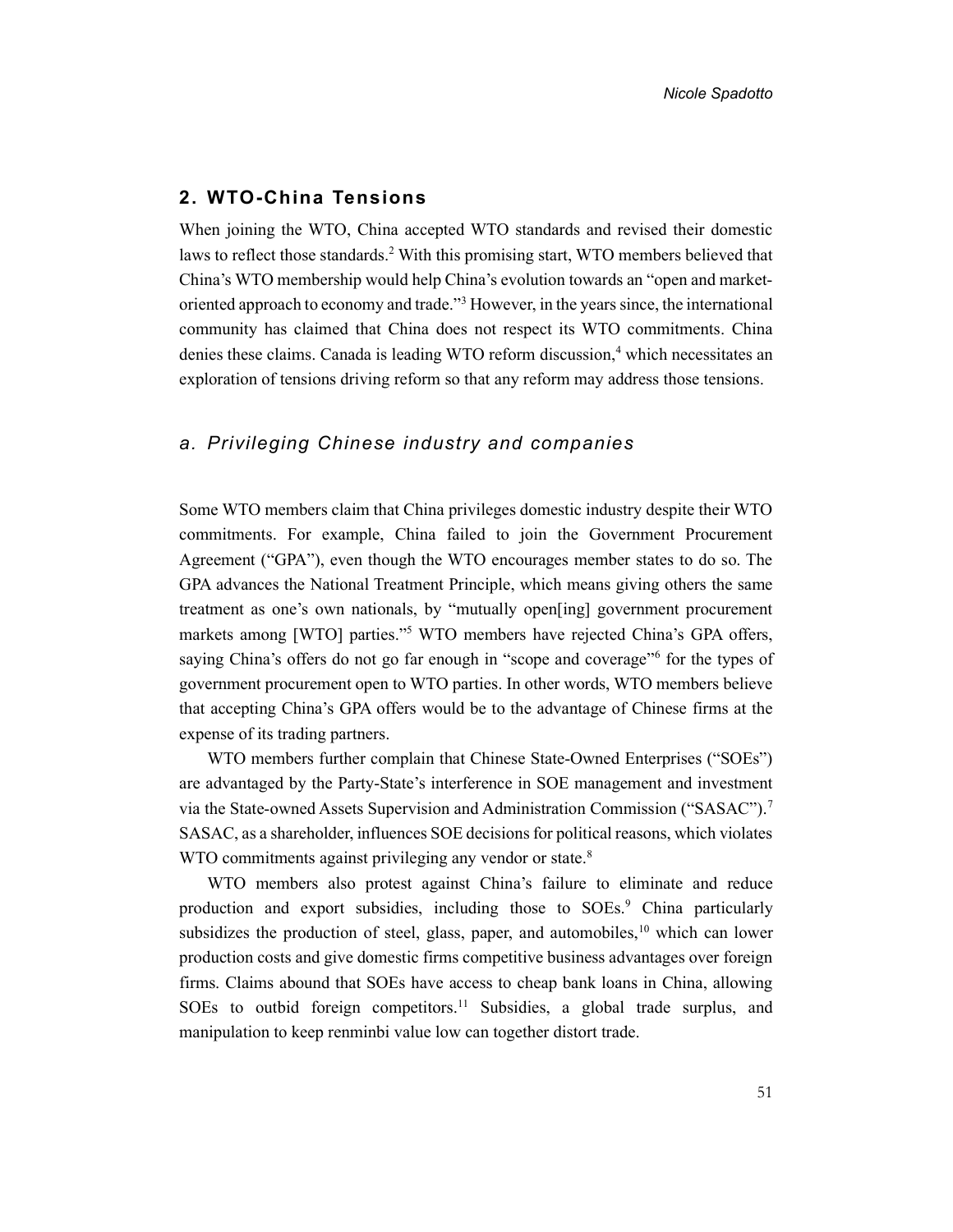## 2. WTO-China Tensions

When joining the WTO, China accepted WTO standards and revised their domestic laws to reflect those standards.[2] With this promising start, WTO members believed that China's WTO membership would help China's evolution towards an "open and market-oriented approach to economy and trade."[3] However, in the years since, the international community has claimed that China does not respect its WTO commitments. China denies these claims. Canada is leading WTO reform discussion,[4] which necessitates an exploration of tensions driving reform so that any reform may address those tensions.

### *a. Privileging Chinese industry and companies*

Some WTO members claim that China privileges domestic industry despite their WTO commitments. For example, China failed to join the Government Procurement Agreement ("GPA"), even though the WTO encourages member states to do so. The GPA advances the National Treatment Principle, which means giving others the same treatment as one's own nationals, by "mutually open[ing] government procurement markets among [WTO] parties."[5] WTO members have rejected China's GPA offers, saying China's offers do not go far enough in "scope and coverage"[6] for the types of government procurement open to WTO parties. In other words, WTO members believe that accepting China's GPA offers would be to the advantage of Chinese firms at the expense of its trading partners.

WTO members further complain that Chinese State-Owned Enterprises ("SOEs") are advantaged by the Party-State's interference in SOE management and investment via the State-owned Assets Supervision and Administration Commission ("SASAC").[7] SASAC, as a shareholder, influences SOE decisions for political reasons, which violates WTO commitments against privileging any vendor or state.[8]

WTO members also protest against China's failure to eliminate and reduce production and export subsidies, including those to SOEs.[9] China particularly subsidizes the production of steel, glass, paper, and automobiles,[10] which can lower production costs and give domestic firms competitive business advantages over foreign firms. Claims abound that SOEs have access to cheap bank loans in China, allowing SOEs to outbid foreign competitors.[11] Subsidies, a global trade surplus, and manipulation to keep renminbi value low can together distort trade.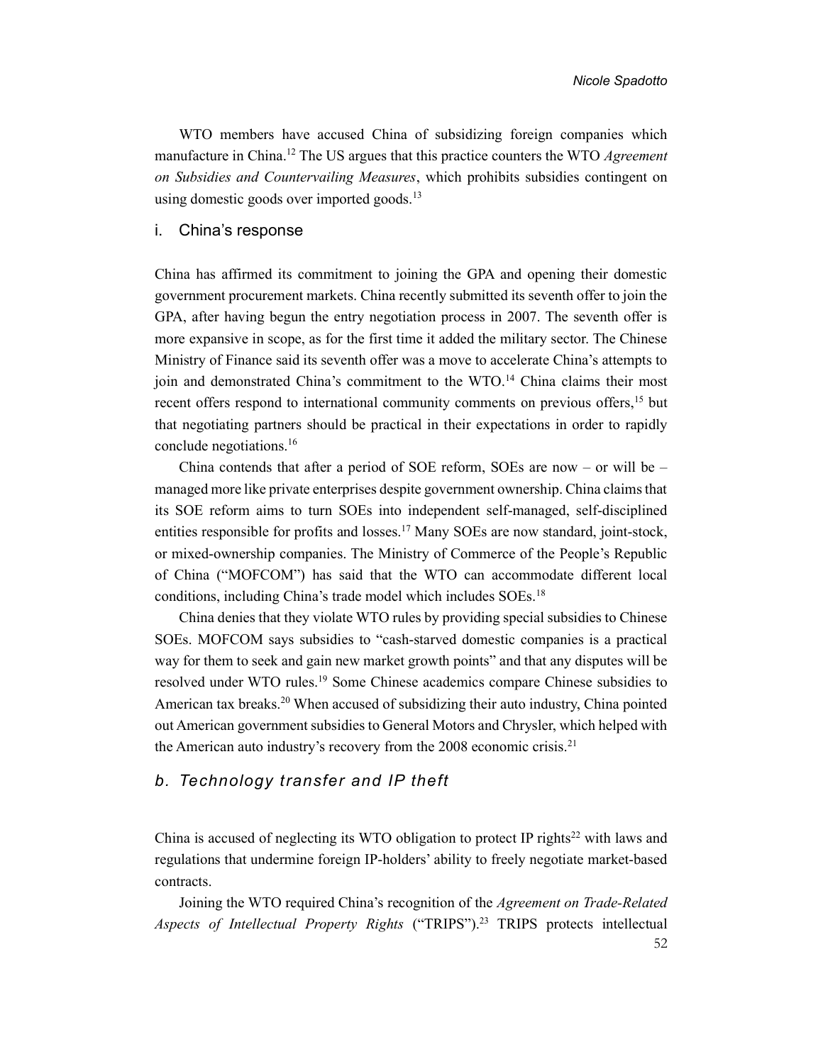WTO members have accused China of subsidizing foreign companies which manufacture in China.[12] The US argues that this practice counters the WTO *Agreement on Subsidies and Countervailing Measures*, which prohibits subsidies contingent on using domestic goods over imported goods.[13]

#### i. China's response

China has affirmed its commitment to joining the GPA and opening their domestic government procurement markets. China recently submitted its seventh offer to join the GPA, after having begun the entry negotiation process in 2007. The seventh offer is more expansive in scope, as for the first time it added the military sector. The Chinese Ministry of Finance said its seventh offer was a move to accelerate China's attempts to join and demonstrated China's commitment to the WTO.[14] China claims their most recent offers respond to international community comments on previous offers,[15] but that negotiating partners should be practical in their expectations in order to rapidly conclude negotiations.[16]

China contends that after a period of SOE reform, SOEs are now – or will be – managed more like private enterprises despite government ownership. China claims that its SOE reform aims to turn SOEs into independent self-managed, self-disciplined entities responsible for profits and losses.[17] Many SOEs are now standard, joint-stock, or mixed-ownership companies. The Ministry of Commerce of the People's Republic of China ("MOFCOM") has said that the WTO can accommodate different local conditions, including China's trade model which includes SOEs.[18]

China denies that they violate WTO rules by providing special subsidies to Chinese SOEs. MOFCOM says subsidies to "cash-starved domestic companies is a practical way for them to seek and gain new market growth points" and that any disputes will be resolved under WTO rules.[19] Some Chinese academics compare Chinese subsidies to American tax breaks.[20] When accused of subsidizing their auto industry, China pointed out American government subsidies to General Motors and Chrysler, which helped with the American auto industry's recovery from the 2008 economic crisis.[21]

### *b. Technology transfer and IP theft*

China is accused of neglecting its WTO obligation to protect IP rights[22] with laws and regulations that undermine foreign IP-holders' ability to freely negotiate market-based contracts.

Joining the WTO required China's recognition of the *Agreement on Trade-Related Aspects of Intellectual Property Rights* ("TRIPS").[23] TRIPS protects intellectual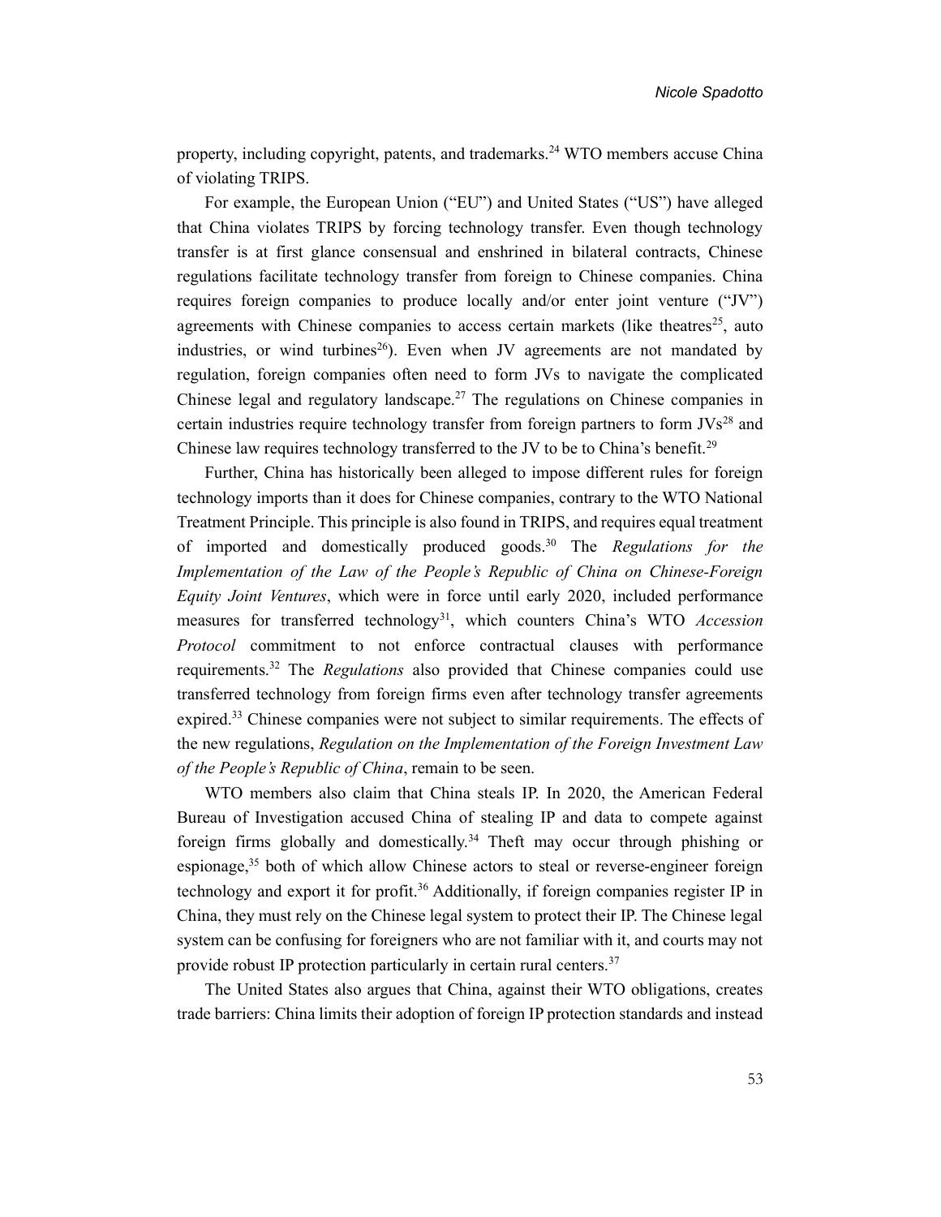property, including copyright, patents, and trademarks.[24] WTO members accuse China of violating TRIPS.

For example, the European Union ("EU") and United States ("US") have alleged that China violates TRIPS by forcing technology transfer. Even though technology transfer is at first glance consensual and enshrined in bilateral contracts, Chinese regulations facilitate technology transfer from foreign to Chinese companies. China requires foreign companies to produce locally and/or enter joint venture ("JV") agreements with Chinese companies to access certain markets (like theatres[25], auto industries, or wind turbines[26]). Even when JV agreements are not mandated by regulation, foreign companies often need to form JVs to navigate the complicated Chinese legal and regulatory landscape.[27] The regulations on Chinese companies in certain industries require technology transfer from foreign partners to form JVs[28] and Chinese law requires technology transferred to the JV to be to China's benefit.[29]

Further, China has historically been alleged to impose different rules for foreign technology imports than it does for Chinese companies, contrary to the WTO National Treatment Principle. This principle is also found in TRIPS, and requires equal treatment of imported and domestically produced goods.[30] The *Regulations for the Implementation of the Law of the People's Republic of China on Chinese-Foreign Equity Joint Ventures*, which were in force until early 2020, included performance measures for transferred technology[31], which counters China's WTO *Accession Protocol* commitment to not enforce contractual clauses with performance requirements.[32] The *Regulations* also provided that Chinese companies could use transferred technology from foreign firms even after technology transfer agreements expired.[33] Chinese companies were not subject to similar requirements. The effects of the new regulations, *Regulation on the Implementation of the Foreign Investment Law of the People's Republic of China*, remain to be seen.

WTO members also claim that China steals IP. In 2020, the American Federal Bureau of Investigation accused China of stealing IP and data to compete against foreign firms globally and domestically.[34] Theft may occur through phishing or espionage,[35] both of which allow Chinese actors to steal or reverse-engineer foreign technology and export it for profit.[36] Additionally, if foreign companies register IP in China, they must rely on the Chinese legal system to protect their IP. The Chinese legal system can be confusing for foreigners who are not familiar with it, and courts may not provide robust IP protection particularly in certain rural centers.[37]

The United States also argues that China, against their WTO obligations, creates trade barriers: China limits their adoption of foreign IP protection standards and instead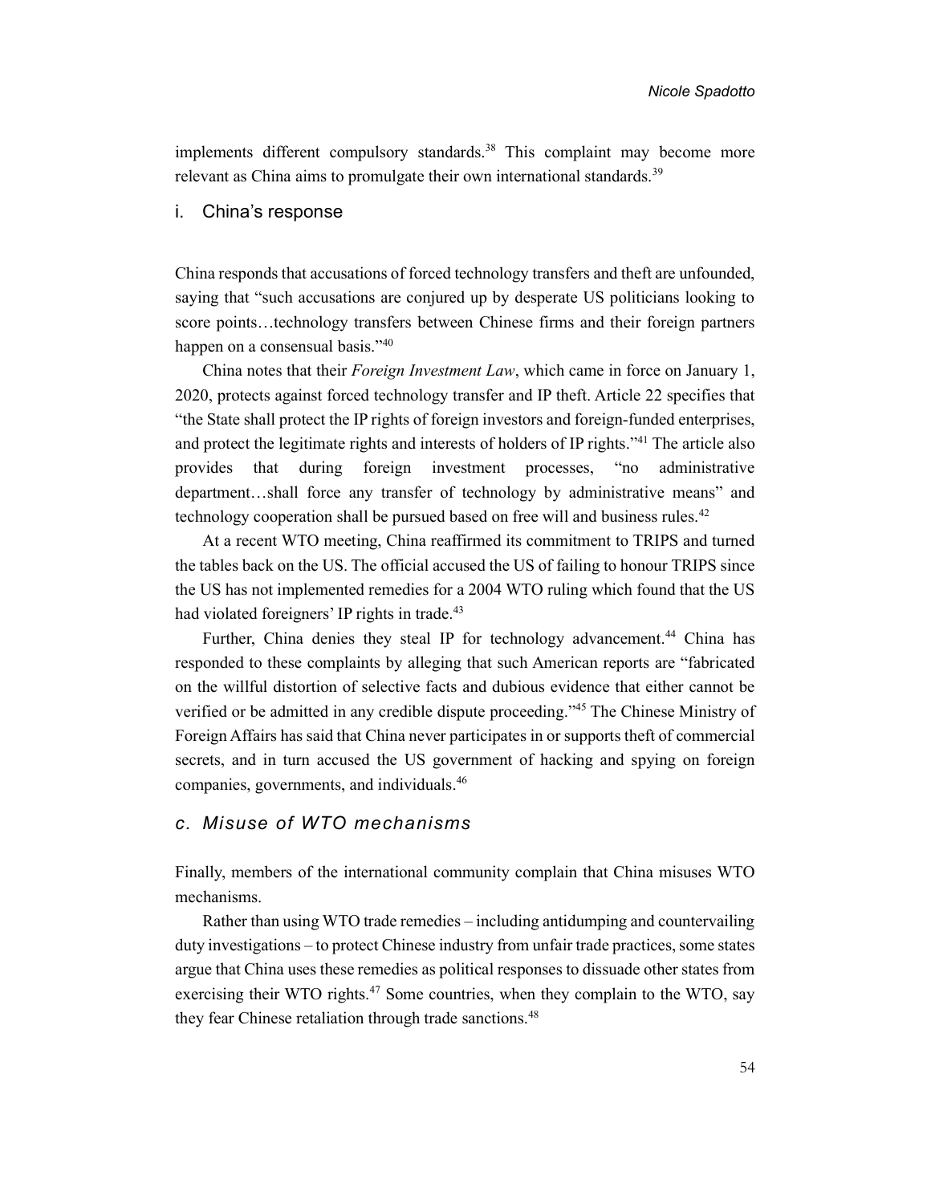implements different compulsory standards.[38] This complaint may become more relevant as China aims to promulgate their own international standards.[39]

#### i. China's response

China responds that accusations of forced technology transfers and theft are unfounded, saying that "such accusations are conjured up by desperate US politicians looking to score points…technology transfers between Chinese firms and their foreign partners happen on a consensual basis."[40]

China notes that their *Foreign Investment Law*, which came in force on January 1, 2020, protects against forced technology transfer and IP theft. Article 22 specifies that "the State shall protect the IP rights of foreign investors and foreign-funded enterprises, and protect the legitimate rights and interests of holders of IP rights."[41] The article also provides that during foreign investment processes, "no administrative department…shall force any transfer of technology by administrative means" and technology cooperation shall be pursued based on free will and business rules.[42]

At a recent WTO meeting, China reaffirmed its commitment to TRIPS and turned the tables back on the US. The official accused the US of failing to honour TRIPS since the US has not implemented remedies for a 2004 WTO ruling which found that the US had violated foreigners' IP rights in trade.[43]

Further, China denies they steal IP for technology advancement.[44] China has responded to these complaints by alleging that such American reports are "fabricated on the willful distortion of selective facts and dubious evidence that either cannot be verified or be admitted in any credible dispute proceeding."[45] The Chinese Ministry of Foreign Affairs has said that China never participates in or supports theft of commercial secrets, and in turn accused the US government of hacking and spying on foreign companies, governments, and individuals.[46]

### *c. Misuse of WTO mechanisms*

Finally, members of the international community complain that China misuses WTO mechanisms.

Rather than using WTO trade remedies – including antidumping and countervailing duty investigations – to protect Chinese industry from unfair trade practices, some states argue that China uses these remedies as political responses to dissuade other states from exercising their WTO rights.[47] Some countries, when they complain to the WTO, say they fear Chinese retaliation through trade sanctions.[48]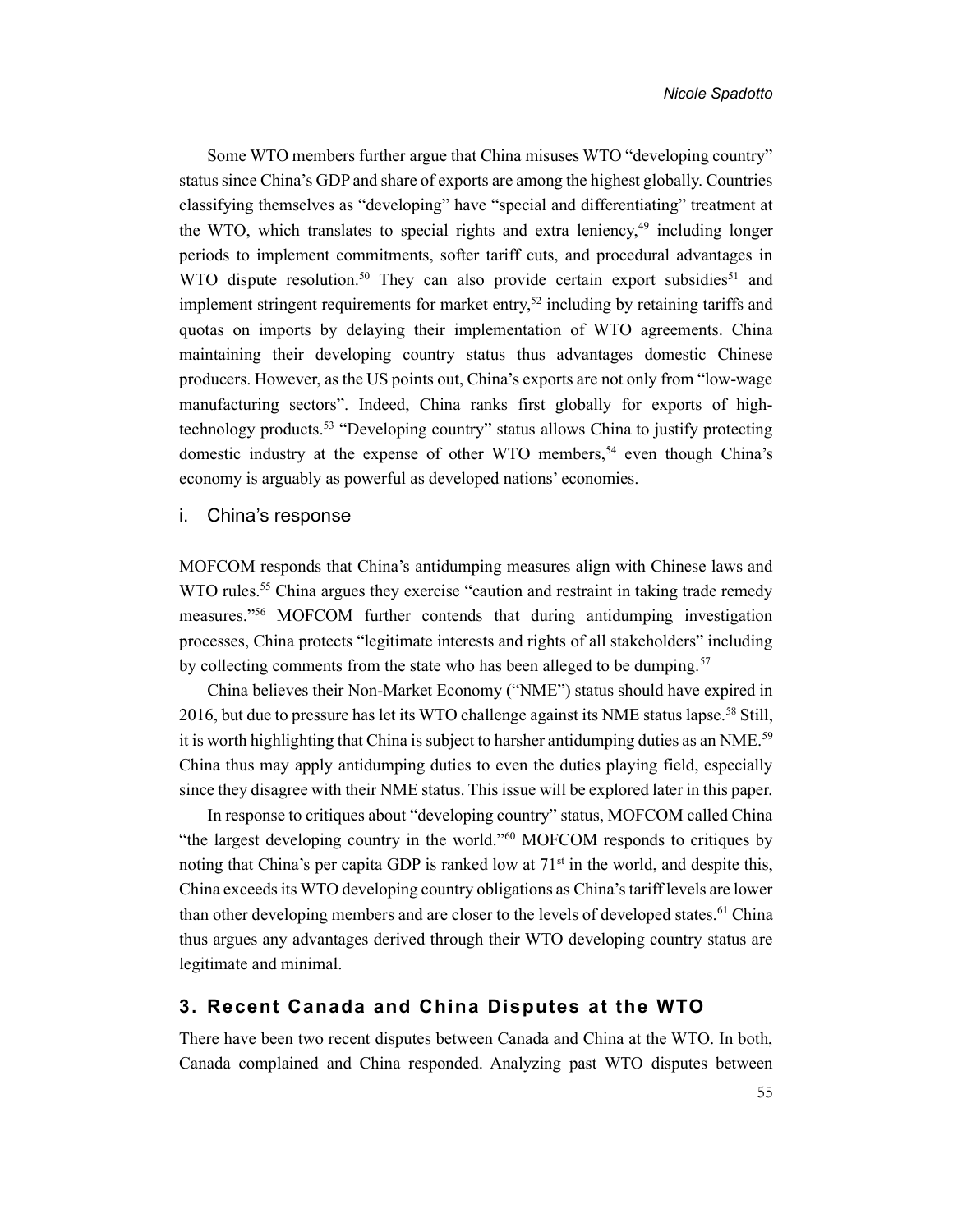Some WTO members further argue that China misuses WTO "developing country" status since China's GDP and share of exports are among the highest globally. Countries classifying themselves as "developing" have "special and differentiating" treatment at the WTO, which translates to special rights and extra leniency,[49] including longer periods to implement commitments, softer tariff cuts, and procedural advantages in WTO dispute resolution.[50] They can also provide certain export subsidies[51] and implement stringent requirements for market entry,[52] including by retaining tariffs and quotas on imports by delaying their implementation of WTO agreements. China maintaining their developing country status thus advantages domestic Chinese producers. However, as the US points out, China's exports are not only from "low-wage manufacturing sectors". Indeed, China ranks first globally for exports of high-technology products.[53] "Developing country" status allows China to justify protecting domestic industry at the expense of other WTO members,[54] even though China's economy is arguably as powerful as developed nations' economies.

### i. China's response

MOFCOM responds that China's antidumping measures align with Chinese laws and WTO rules.[55] China argues they exercise "caution and restraint in taking trade remedy measures."[56] MOFCOM further contends that during antidumping investigation processes, China protects "legitimate interests and rights of all stakeholders" including by collecting comments from the state who has been alleged to be dumping.[57]

China believes their Non-Market Economy ("NME") status should have expired in 2016, but due to pressure has let its WTO challenge against its NME status lapse.[58] Still, it is worth highlighting that China is subject to harsher antidumping duties as an NME.[59] China thus may apply antidumping duties to even the duties playing field, especially since they disagree with their NME status. This issue will be explored later in this paper.

In response to critiques about "developing country" status, MOFCOM called China "the largest developing country in the world."[60] MOFCOM responds to critiques by noting that China's per capita GDP is ranked low at 71st in the world, and despite this, China exceeds its WTO developing country obligations as China's tariff levels are lower than other developing members and are closer to the levels of developed states.[61] China thus argues any advantages derived through their WTO developing country status are legitimate and minimal.

## 3. Recent Canada and China Disputes at the WTO

There have been two recent disputes between Canada and China at the WTO. In both, Canada complained and China responded. Analyzing past WTO disputes between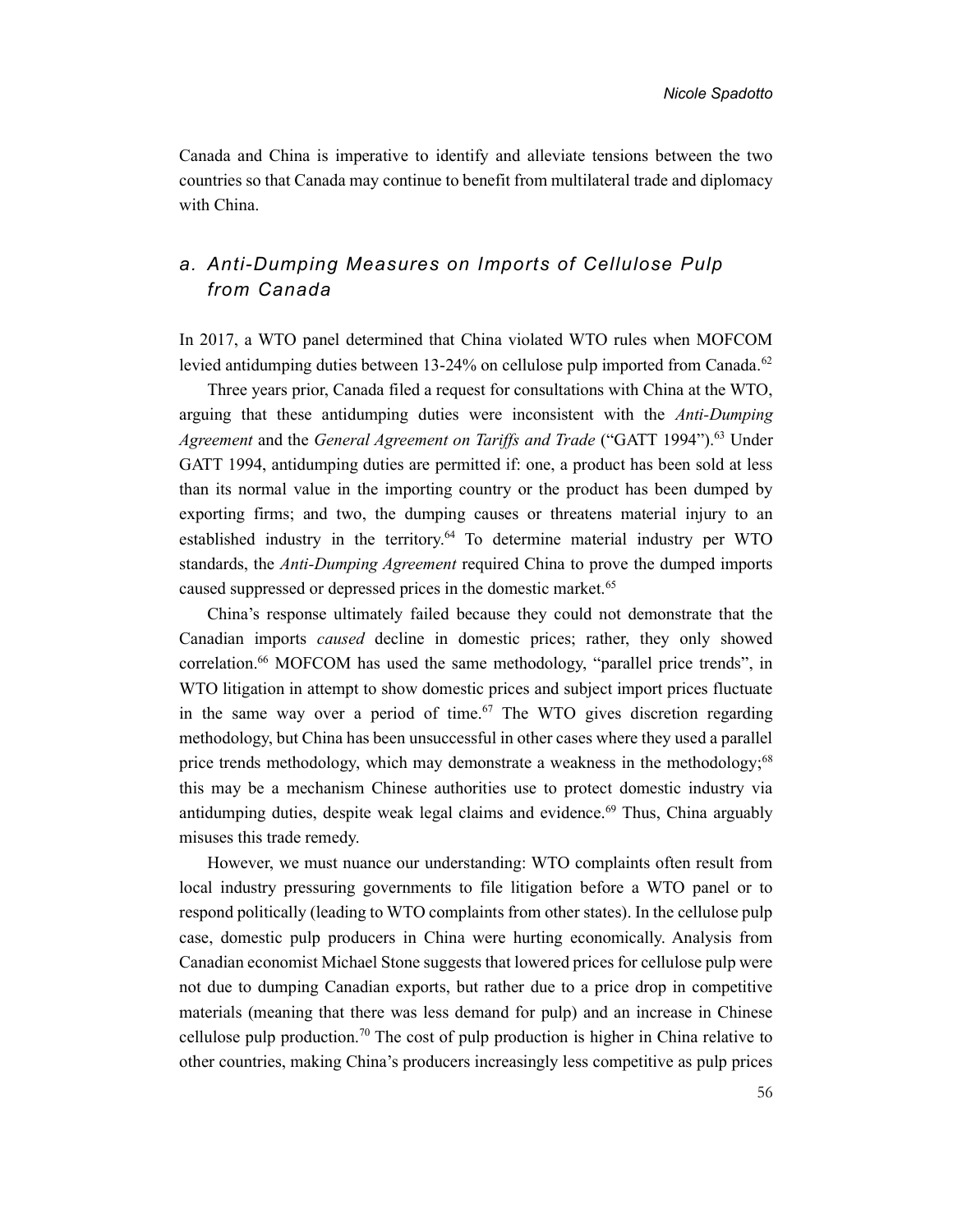Canada and China is imperative to identify and alleviate tensions between the two countries so that Canada may continue to benefit from multilateral trade and diplomacy with China.

### *a. Anti-Dumping Measures on Imports of Cellulose Pulp from Canada*

In 2017, a WTO panel determined that China violated WTO rules when MOFCOM levied antidumping duties between 13-24% on cellulose pulp imported from Canada.[62]

Three years prior, Canada filed a request for consultations with China at the WTO, arguing that these antidumping duties were inconsistent with the *Anti-Dumping Agreement* and the *General Agreement on Tariffs and Trade* ("GATT 1994").[63] Under GATT 1994, antidumping duties are permitted if: one, a product has been sold at less than its normal value in the importing country or the product has been dumped by exporting firms; and two, the dumping causes or threatens material injury to an established industry in the territory.[64] To determine material industry per WTO standards, the *Anti-Dumping Agreement* required China to prove the dumped imports caused suppressed or depressed prices in the domestic market.[65]

China's response ultimately failed because they could not demonstrate that the Canadian imports *caused* decline in domestic prices; rather, they only showed correlation.[66] MOFCOM has used the same methodology, "parallel price trends", in WTO litigation in attempt to show domestic prices and subject import prices fluctuate in the same way over a period of time.[67] The WTO gives discretion regarding methodology, but China has been unsuccessful in other cases where they used a parallel price trends methodology, which may demonstrate a weakness in the methodology;[68] this may be a mechanism Chinese authorities use to protect domestic industry via antidumping duties, despite weak legal claims and evidence.[69] Thus, China arguably misuses this trade remedy.

However, we must nuance our understanding: WTO complaints often result from local industry pressuring governments to file litigation before a WTO panel or to respond politically (leading to WTO complaints from other states). In the cellulose pulp case, domestic pulp producers in China were hurting economically. Analysis from Canadian economist Michael Stone suggests that lowered prices for cellulose pulp were not due to dumping Canadian exports, but rather due to a price drop in competitive materials (meaning that there was less demand for pulp) and an increase in Chinese cellulose pulp production.[70] The cost of pulp production is higher in China relative to other countries, making China's producers increasingly less competitive as pulp prices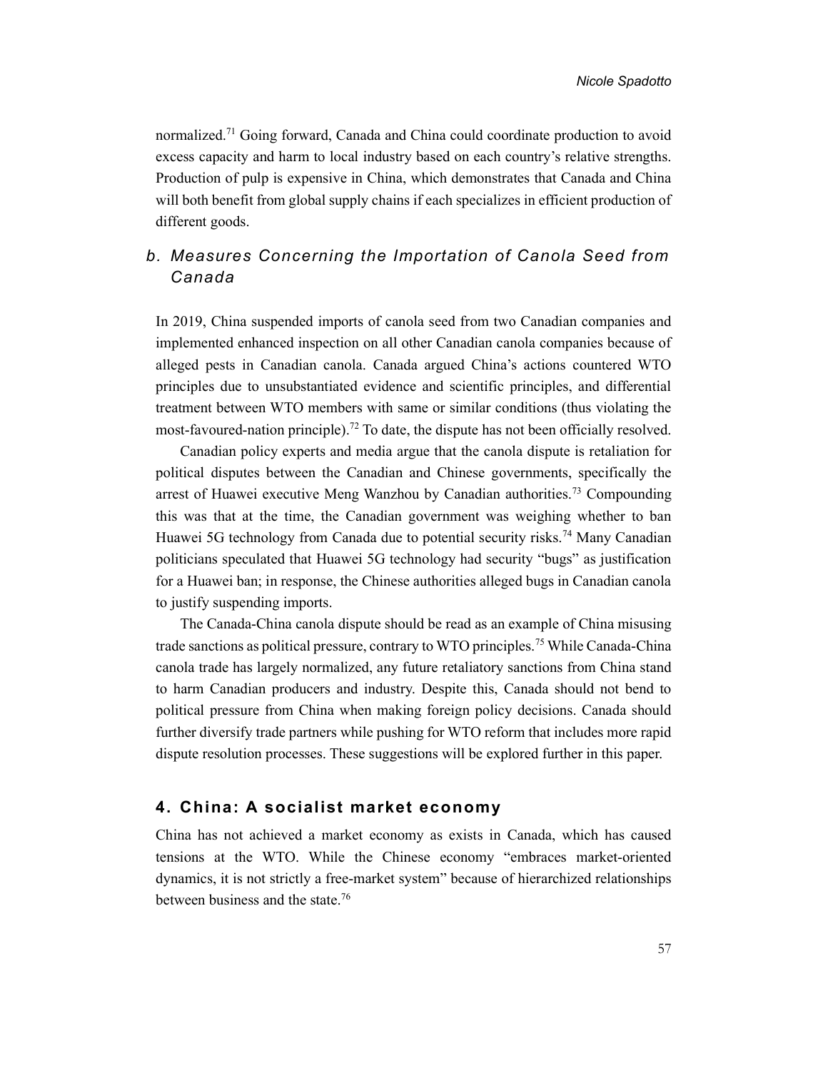normalized.[71] Going forward, Canada and China could coordinate production to avoid excess capacity and harm to local industry based on each country's relative strengths. Production of pulp is expensive in China, which demonstrates that Canada and China will both benefit from global supply chains if each specializes in efficient production of different goods.

### *b. Measures Concerning the Importation of Canola Seed from Canada*

In 2019, China suspended imports of canola seed from two Canadian companies and implemented enhanced inspection on all other Canadian canola companies because of alleged pests in Canadian canola. Canada argued China's actions countered WTO principles due to unsubstantiated evidence and scientific principles, and differential treatment between WTO members with same or similar conditions (thus violating the most-favoured-nation principle).[72] To date, the dispute has not been officially resolved.

Canadian policy experts and media argue that the canola dispute is retaliation for political disputes between the Canadian and Chinese governments, specifically the arrest of Huawei executive Meng Wanzhou by Canadian authorities.[73] Compounding this was that at the time, the Canadian government was weighing whether to ban Huawei 5G technology from Canada due to potential security risks.[74] Many Canadian politicians speculated that Huawei 5G technology had security "bugs" as justification for a Huawei ban; in response, the Chinese authorities alleged bugs in Canadian canola to justify suspending imports.

The Canada-China canola dispute should be read as an example of China misusing trade sanctions as political pressure, contrary to WTO principles.[75] While Canada-China canola trade has largely normalized, any future retaliatory sanctions from China stand to harm Canadian producers and industry. Despite this, Canada should not bend to political pressure from China when making foreign policy decisions. Canada should further diversify trade partners while pushing for WTO reform that includes more rapid dispute resolution processes. These suggestions will be explored further in this paper.

## 4. China: A socialist market economy

China has not achieved a market economy as exists in Canada, which has caused tensions at the WTO. While the Chinese economy "embraces market-oriented dynamics, it is not strictly a free-market system" because of hierarchized relationships between business and the state.[76]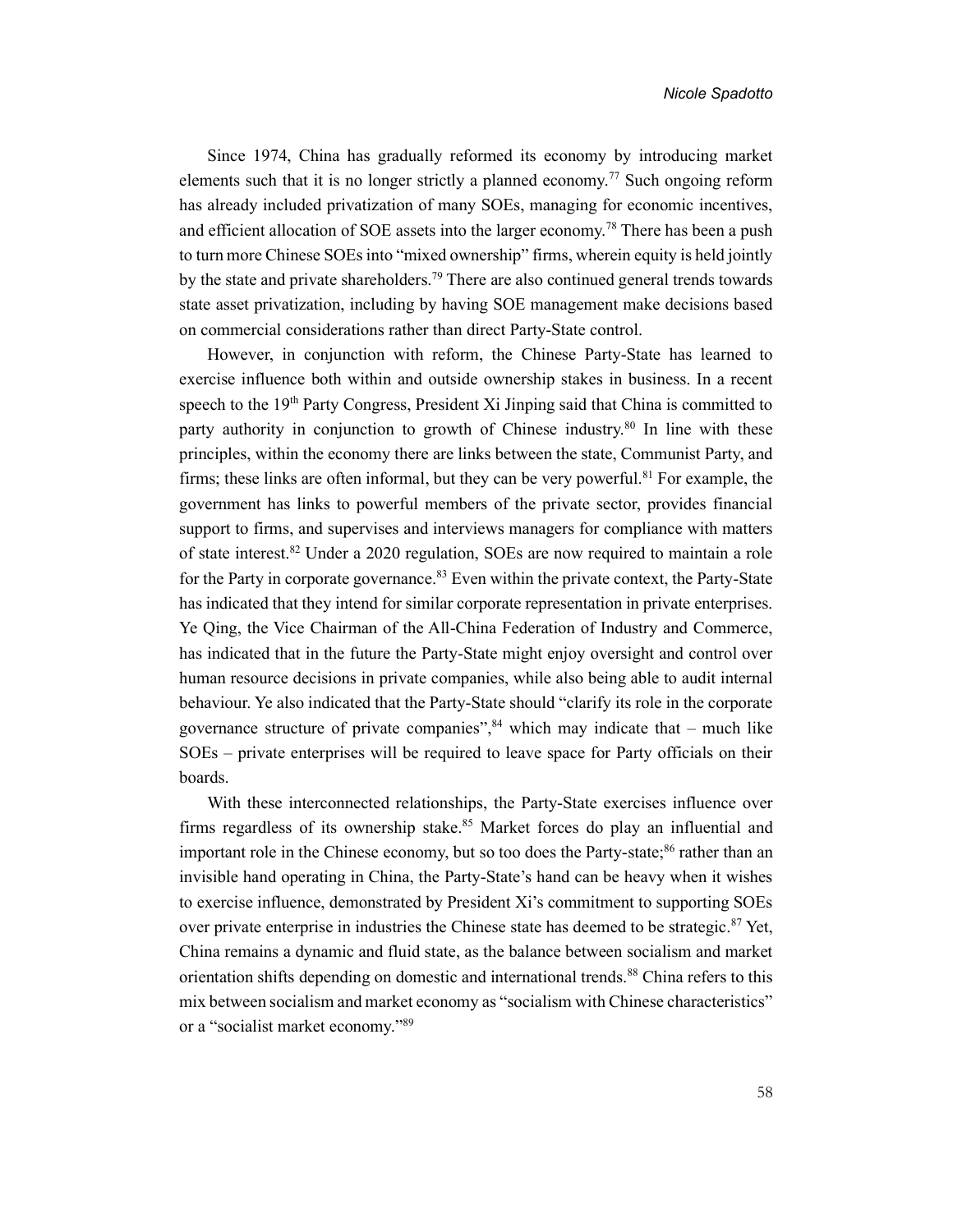Since 1974, China has gradually reformed its economy by introducing market elements such that it is no longer strictly a planned economy.[77] Such ongoing reform has already included privatization of many SOEs, managing for economic incentives, and efficient allocation of SOE assets into the larger economy.[78] There has been a push to turn more Chinese SOEs into "mixed ownership" firms, wherein equity is held jointly by the state and private shareholders.[79] There are also continued general trends towards state asset privatization, including by having SOE management make decisions based on commercial considerations rather than direct Party-State control.

However, in conjunction with reform, the Chinese Party-State has learned to exercise influence both within and outside ownership stakes in business. In a recent speech to the 19th Party Congress, President Xi Jinping said that China is committed to party authority in conjunction to growth of Chinese industry.[80] In line with these principles, within the economy there are links between the state, Communist Party, and firms; these links are often informal, but they can be very powerful.[81] For example, the government has links to powerful members of the private sector, provides financial support to firms, and supervises and interviews managers for compliance with matters of state interest.[82] Under a 2020 regulation, SOEs are now required to maintain a role for the Party in corporate governance.[83] Even within the private context, the Party-State has indicated that they intend for similar corporate representation in private enterprises. Ye Qing, the Vice Chairman of the All-China Federation of Industry and Commerce, has indicated that in the future the Party-State might enjoy oversight and control over human resource decisions in private companies, while also being able to audit internal behaviour. Ye also indicated that the Party-State should "clarify its role in the corporate governance structure of private companies",[84] which may indicate that – much like SOEs – private enterprises will be required to leave space for Party officials on their boards.

With these interconnected relationships, the Party-State exercises influence over firms regardless of its ownership stake.[85] Market forces do play an influential and important role in the Chinese economy, but so too does the Party-state;[86] rather than an invisible hand operating in China, the Party-State's hand can be heavy when it wishes to exercise influence, demonstrated by President Xi's commitment to supporting SOEs over private enterprise in industries the Chinese state has deemed to be strategic.[87] Yet, China remains a dynamic and fluid state, as the balance between socialism and market orientation shifts depending on domestic and international trends.[88] China refers to this mix between socialism and market economy as "socialism with Chinese characteristics" or a "socialist market economy."[89]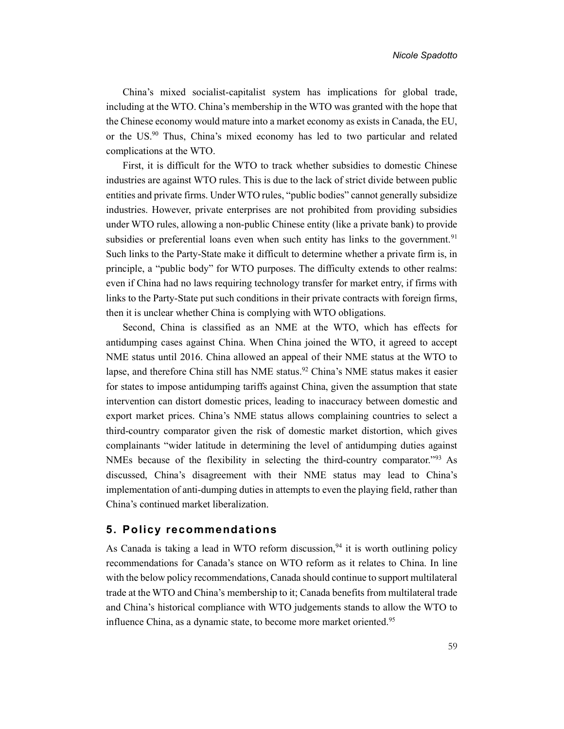China's mixed socialist-capitalist system has implications for global trade, including at the WTO. China's membership in the WTO was granted with the hope that the Chinese economy would mature into a market economy as exists in Canada, the EU, or the US.[90] Thus, China's mixed economy has led to two particular and related complications at the WTO.

First, it is difficult for the WTO to track whether subsidies to domestic Chinese industries are against WTO rules. This is due to the lack of strict divide between public entities and private firms. Under WTO rules, "public bodies" cannot generally subsidize industries. However, private enterprises are not prohibited from providing subsidies under WTO rules, allowing a non-public Chinese entity (like a private bank) to provide subsidies or preferential loans even when such entity has links to the government.[91] Such links to the Party-State make it difficult to determine whether a private firm is, in principle, a "public body" for WTO purposes. The difficulty extends to other realms: even if China had no laws requiring technology transfer for market entry, if firms with links to the Party-State put such conditions in their private contracts with foreign firms, then it is unclear whether China is complying with WTO obligations.

Second, China is classified as an NME at the WTO, which has effects for antidumping cases against China. When China joined the WTO, it agreed to accept NME status until 2016. China allowed an appeal of their NME status at the WTO to lapse, and therefore China still has NME status.[92] China's NME status makes it easier for states to impose antidumping tariffs against China, given the assumption that state intervention can distort domestic prices, leading to inaccuracy between domestic and export market prices. China's NME status allows complaining countries to select a third-country comparator given the risk of domestic market distortion, which gives complainants "wider latitude in determining the level of antidumping duties against NMEs because of the flexibility in selecting the third-country comparator."[93] As discussed, China's disagreement with their NME status may lead to China's implementation of anti-dumping duties in attempts to even the playing field, rather than China's continued market liberalization.

## 5. Policy recommendations

As Canada is taking a lead in WTO reform discussion,[94] it is worth outlining policy recommendations for Canada's stance on WTO reform as it relates to China. In line with the below policy recommendations, Canada should continue to support multilateral trade at the WTO and China's membership to it; Canada benefits from multilateral trade and China's historical compliance with WTO judgements stands to allow the WTO to influence China, as a dynamic state, to become more market oriented.[95]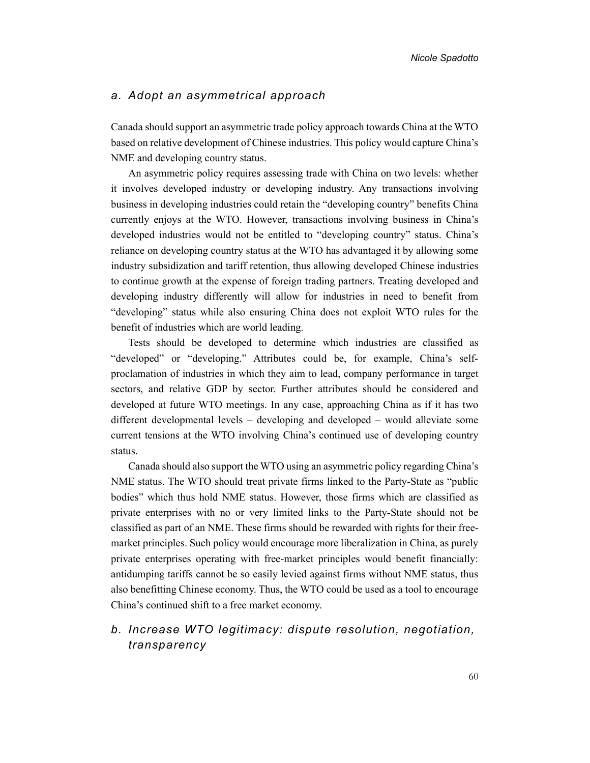### *a. Adopt an asymmetrical approach*

Canada should support an asymmetric trade policy approach towards China at the WTO based on relative development of Chinese industries. This policy would capture China's NME and developing country status.

An asymmetric policy requires assessing trade with China on two levels: whether it involves developed industry or developing industry. Any transactions involving business in developing industries could retain the "developing country" benefits China currently enjoys at the WTO. However, transactions involving business in China's developed industries would not be entitled to "developing country" status. China's reliance on developing country status at the WTO has advantaged it by allowing some industry subsidization and tariff retention, thus allowing developed Chinese industries to continue growth at the expense of foreign trading partners. Treating developed and developing industry differently will allow for industries in need to benefit from "developing" status while also ensuring China does not exploit WTO rules for the benefit of industries which are world leading.

Tests should be developed to determine which industries are classified as "developed" or "developing." Attributes could be, for example, China's self-proclamation of industries in which they aim to lead, company performance in target sectors, and relative GDP by sector. Further attributes should be considered and developed at future WTO meetings. In any case, approaching China as if it has two different developmental levels – developing and developed – would alleviate some current tensions at the WTO involving China's continued use of developing country status.

Canada should also support the WTO using an asymmetric policy regarding China's NME status. The WTO should treat private firms linked to the Party-State as "public bodies" which thus hold NME status. However, those firms which are classified as private enterprises with no or very limited links to the Party-State should not be classified as part of an NME. These firms should be rewarded with rights for their free-market principles. Such policy would encourage more liberalization in China, as purely private enterprises operating with free-market principles would benefit financially: antidumping tariffs cannot be so easily levied against firms without NME status, thus also benefitting Chinese economy. Thus, the WTO could be used as a tool to encourage China's continued shift to a free market economy.

### *b. Increase WTO legitimacy: dispute resolution, negotiation, transparency*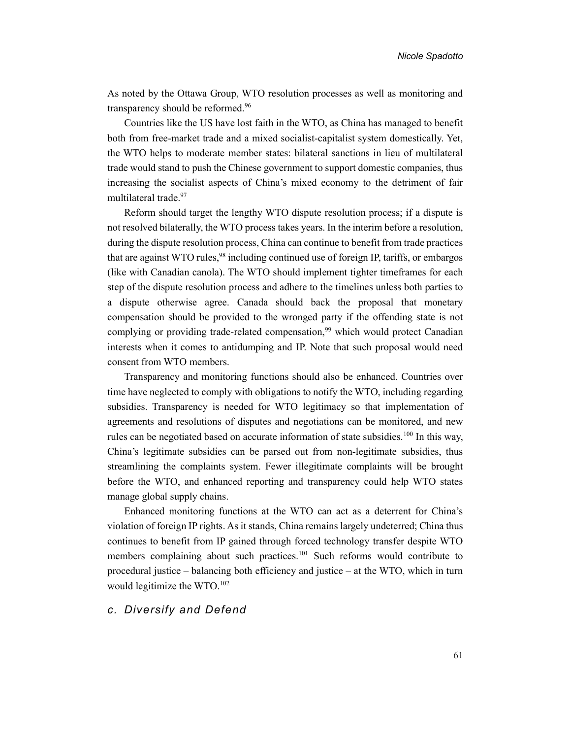As noted by the Ottawa Group, WTO resolution processes as well as monitoring and transparency should be reformed.[96]

Countries like the US have lost faith in the WTO, as China has managed to benefit both from free-market trade and a mixed socialist-capitalist system domestically. Yet, the WTO helps to moderate member states: bilateral sanctions in lieu of multilateral trade would stand to push the Chinese government to support domestic companies, thus increasing the socialist aspects of China's mixed economy to the detriment of fair multilateral trade.[97]

Reform should target the lengthy WTO dispute resolution process; if a dispute is not resolved bilaterally, the WTO process takes years. In the interim before a resolution, during the dispute resolution process, China can continue to benefit from trade practices that are against WTO rules,[98] including continued use of foreign IP, tariffs, or embargos (like with Canadian canola). The WTO should implement tighter timeframes for each step of the dispute resolution process and adhere to the timelines unless both parties to a dispute otherwise agree. Canada should back the proposal that monetary compensation should be provided to the wronged party if the offending state is not complying or providing trade-related compensation,[99] which would protect Canadian interests when it comes to antidumping and IP. Note that such proposal would need consent from WTO members.

Transparency and monitoring functions should also be enhanced. Countries over time have neglected to comply with obligations to notify the WTO, including regarding subsidies. Transparency is needed for WTO legitimacy so that implementation of agreements and resolutions of disputes and negotiations can be monitored, and new rules can be negotiated based on accurate information of state subsidies.[100] In this way, China's legitimate subsidies can be parsed out from non-legitimate subsidies, thus streamlining the complaints system. Fewer illegitimate complaints will be brought before the WTO, and enhanced reporting and transparency could help WTO states manage global supply chains.

Enhanced monitoring functions at the WTO can act as a deterrent for China's violation of foreign IP rights. As it stands, China remains largely undeterred; China thus continues to benefit from IP gained through forced technology transfer despite WTO members complaining about such practices.[101] Such reforms would contribute to procedural justice – balancing both efficiency and justice – at the WTO, which in turn would legitimize the WTO.[102]

### *c. Diversify and Defend*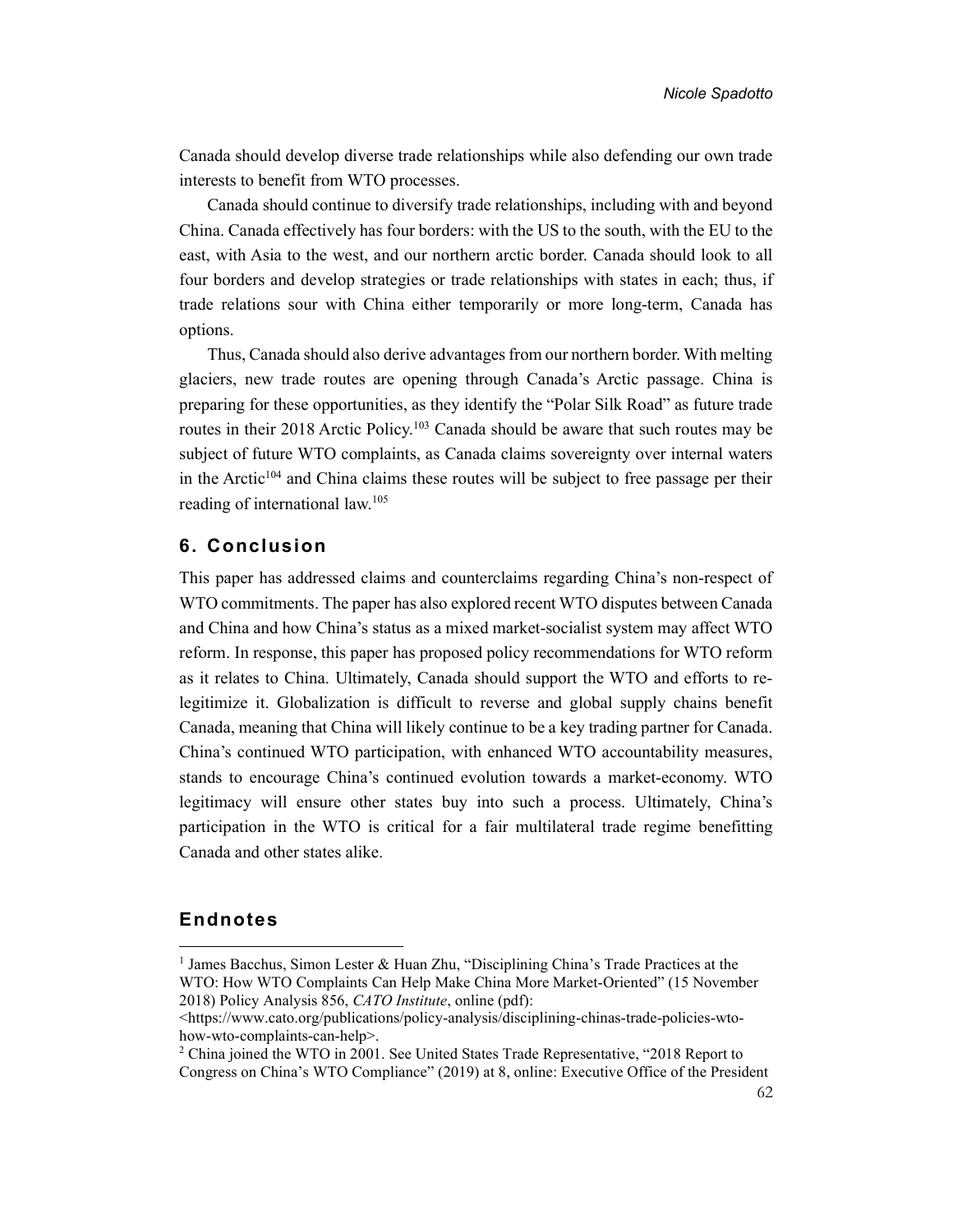Canada should develop diverse trade relationships while also defending our own trade interests to benefit from WTO processes.

Canada should continue to diversify trade relationships, including with and beyond China. Canada effectively has four borders: with the US to the south, with the EU to the east, with Asia to the west, and our northern arctic border. Canada should look to all four borders and develop strategies or trade relationships with states in each; thus, if trade relations sour with China either temporarily or more long-term, Canada has options.

Thus, Canada should also derive advantages from our northern border. With melting glaciers, new trade routes are opening through Canada's Arctic passage. China is preparing for these opportunities, as they identify the "Polar Silk Road" as future trade routes in their 2018 Arctic Policy.[103] Canada should be aware that such routes may be subject of future WTO complaints, as Canada claims sovereignty over internal waters in the Arctic[104] and China claims these routes will be subject to free passage per their reading of international law.[105]

## 6. Conclusion

This paper has addressed claims and counterclaims regarding China's non-respect of WTO commitments. The paper has also explored recent WTO disputes between Canada and China and how China's status as a mixed market-socialist system may affect WTO reform. In response, this paper has proposed policy recommendations for WTO reform as it relates to China. Ultimately, Canada should support the WTO and efforts to re-legitimize it. Globalization is difficult to reverse and global supply chains benefit Canada, meaning that China will likely continue to be a key trading partner for Canada. China's continued WTO participation, with enhanced WTO accountability measures, stands to encourage China's continued evolution towards a market-economy. WTO legitimacy will ensure other states buy into such a process. Ultimately, China's participation in the WTO is critical for a fair multilateral trade regime benefitting Canada and other states alike.

## Endnotes

[1] James Bacchus, Simon Lester & Huan Zhu, "Disciplining China's Trade Practices at the WTO: How WTO Complaints Can Help Make China More Market-Oriented" (15 November 2018) Policy Analysis 856, *CATO Institute*, online (pdf): <https://www.cato.org/publications/policy-analysis/disciplining-chinas-trade-policies-wto-how-wto-complaints-can-help>.

[2] China joined the WTO in 2001. See United States Trade Representative, "2018 Report to Congress on China's WTO Compliance" (2019) at 8, online: Executive Office of the President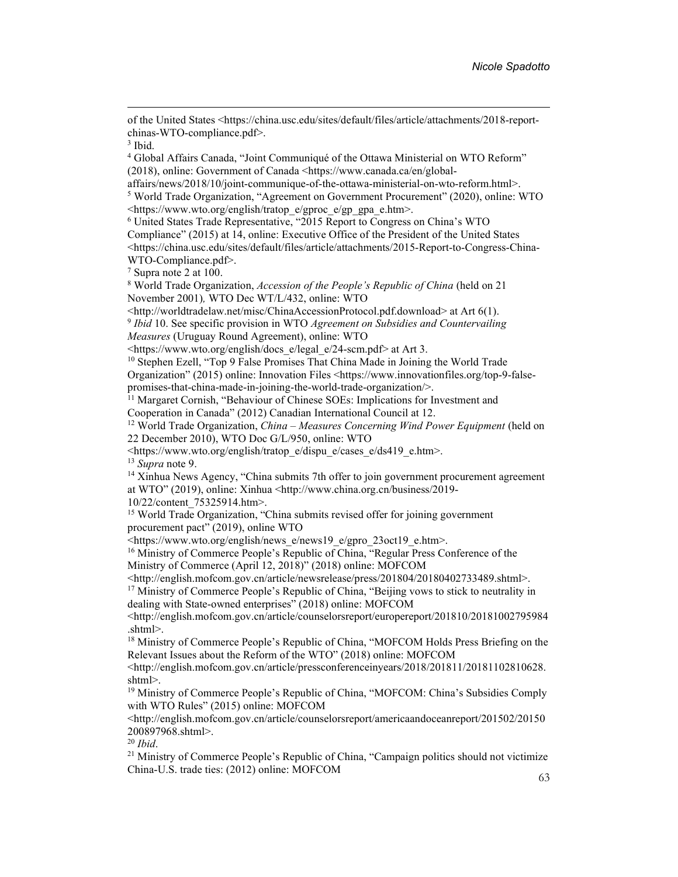of the United States <https://china.usc.edu/sites/default/files/article/attachments/2018-report-chinas-WTO-compliance.pdf>.

[3] Ibid.

[4] Global Affairs Canada, "Joint Communiqué of the Ottawa Ministerial on WTO Reform" (2018), online: Government of Canada <https://www.canada.ca/en/global-affairs/news/2018/10/joint-communique-of-the-ottawa-ministerial-on-wto-reform.html>.

[5] World Trade Organization, "Agreement on Government Procurement" (2020), online: WTO <https://www.wto.org/english/tratop_e/gproc_e/gp_gpa_e.htm>.

[6] United States Trade Representative, "2015 Report to Congress on China's WTO Compliance" (2015) at 14, online: Executive Office of the President of the United States <https://china.usc.edu/sites/default/files/article/attachments/2015-Report-to-Congress-China-WTO-Compliance.pdf>.

[7] Supra note 2 at 100.

[8] World Trade Organization, *Accession of the People's Republic of China* (held on 21 November 2001), WTO Dec WT/L/432, online: WTO <http://worldtradelaw.net/misc/ChinaAccessionProtocol.pdf.download> at Art 6(1).

[9] *Ibid* 10. See specific provision in WTO *Agreement on Subsidies and Countervailing Measures* (Uruguay Round Agreement), online: WTO <https://www.wto.org/english/docs_e/legal_e/24-scm.pdf> at Art 3.

[10] Stephen Ezell, "Top 9 False Promises That China Made in Joining the World Trade Organization" (2015) online: Innovation Files <https://www.innovationfiles.org/top-9-false-promises-that-china-made-in-joining-the-world-trade-organization/>.

[11] Margaret Cornish, "Behaviour of Chinese SOEs: Implications for Investment and Cooperation in Canada" (2012) Canadian International Council at 12.

[12] World Trade Organization, *China – Measures Concerning Wind Power Equipment* (held on 22 December 2010), WTO Doc G/L/950, online: WTO <https://www.wto.org/english/tratop_e/dispu_e/cases_e/ds419_e.htm>.

[13] *Supra* note 9.

[14] Xinhua News Agency, "China submits 7th offer to join government procurement agreement at WTO" (2019), online: Xinhua <http://www.china.org.cn/business/2019-10/22/content_75325914.htm>.

[15] World Trade Organization, "China submits revised offer for joining government procurement pact" (2019), online WTO <https://www.wto.org/english/news_e/news19_e/gpro_23oct19_e.htm>.

[16] Ministry of Commerce People's Republic of China, "Regular Press Conference of the Ministry of Commerce (April 12, 2018)" (2018) online: MOFCOM <http://english.mofcom.gov.cn/article/newsrelease/press/201804/20180402733489.shtml>.

[17] Ministry of Commerce People's Republic of China, "Beijing vows to stick to neutrality in dealing with State-owned enterprises" (2018) online: MOFCOM <http://english.mofcom.gov.cn/article/counselorsreport/europereport/201810/20181002795984.shtml>.

[18] Ministry of Commerce People's Republic of China, "MOFCOM Holds Press Briefing on the Relevant Issues about the Reform of the WTO" (2018) online: MOFCOM <http://english.mofcom.gov.cn/article/pressconferenceinyears/2018/201811/20181102810628.shtml>.

[19] Ministry of Commerce People's Republic of China, "MOFCOM: China's Subsidies Comply with WTO Rules" (2015) online: MOFCOM <http://english.mofcom.gov.cn/article/counselorsreport/americaandoceanreport/201502/20150200897968.shtml>.

[20] *Ibid*.

[21] Ministry of Commerce People's Republic of China, "Campaign politics should not victimize China-U.S. trade ties: (2012) online: MOFCOM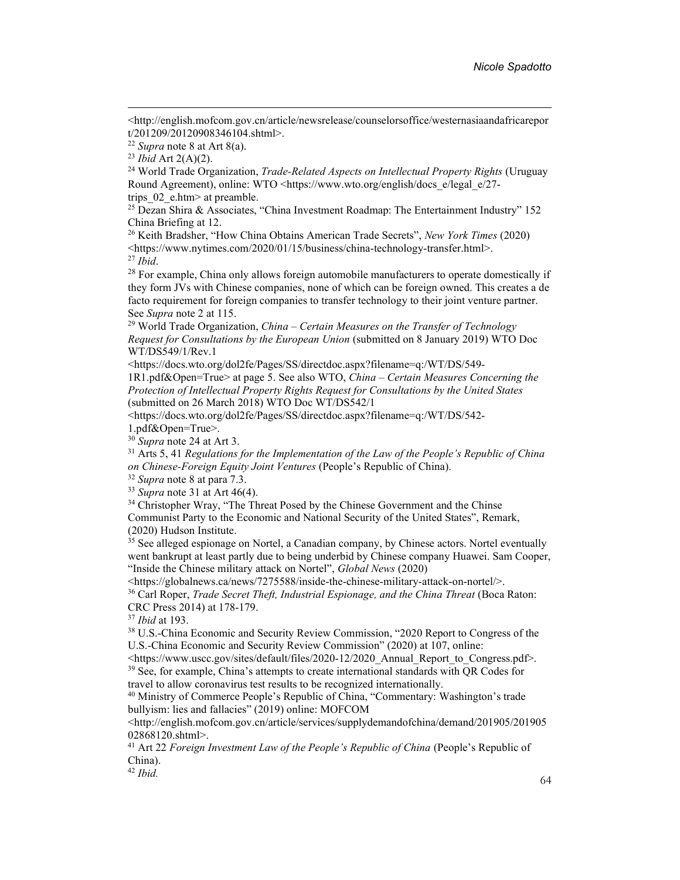<http://english.mofcom.gov.cn/article/newsrelease/counselorsoffice/westernasiaandafricareport/201209/20120908346104.shtml>.

[22] *Supra* note 8 at Art 8(a).

[23] *Ibid* Art 2(A)(2).

[24] World Trade Organization, *Trade-Related Aspects on Intellectual Property Rights* (Uruguay Round Agreement), online: WTO <https://www.wto.org/english/docs_e/legal_e/27-trips_02_e.htm> at preamble.

[25] Dezan Shira & Associates, "China Investment Roadmap: The Entertainment Industry" 152 China Briefing at 12.

[26] Keith Bradsher, "How China Obtains American Trade Secrets", *New York Times* (2020) <https://www.nytimes.com/2020/01/15/business/china-technology-transfer.html>.

[27] *Ibid*.

[28] For example, China only allows foreign automobile manufacturers to operate domestically if they form JVs with Chinese companies, none of which can be foreign owned. This creates a de facto requirement for foreign companies to transfer technology to their joint venture partner. See *Supra* note 2 at 115.

[29] World Trade Organization, *China – Certain Measures on the Transfer of Technology Request for Consultations by the European Union* (submitted on 8 January 2019) WTO Doc WT/DS549/1/Rev.1 <https://docs.wto.org/dol2fe/Pages/SS/directdoc.aspx?filename=q:/WT/DS/549-1R1.pdf&Open=True> at page 5. See also WTO, *China – Certain Measures Concerning the Protection of Intellectual Property Rights Request for Consultations by the United States* (submitted on 26 March 2018) WTO Doc WT/DS542/1 <https://docs.wto.org/dol2fe/Pages/SS/directdoc.aspx?filename=q:/WT/DS/542-1.pdf&Open=True>.

[30] *Supra* note 24 at Art 3.

[31] Arts 5, 41 *Regulations for the Implementation of the Law of the People's Republic of China on Chinese-Foreign Equity Joint Ventures* (People's Republic of China).

[32] *Supra* note 8 at para 7.3.

[33] *Supra* note 31 at Art 46(4).

[34] Christopher Wray, "The Threat Posed by the Chinese Government and the Chinse Communist Party to the Economic and National Security of the United States", Remark, (2020) Hudson Institute.

[35] See alleged espionage on Nortel, a Canadian company, by Chinese actors. Nortel eventually went bankrupt at least partly due to being underbid by Chinese company Huawei. Sam Cooper, "Inside the Chinese military attack on Nortel", *Global News* (2020) <https://globalnews.ca/news/7275588/inside-the-chinese-military-attack-on-nortel/>.

[36] Carl Roper, *Trade Secret Theft, Industrial Espionage, and the China Threat* (Boca Raton: CRC Press 2014) at 178-179.

[37] *Ibid* at 193.

[38] U.S.-China Economic and Security Review Commission, "2020 Report to Congress of the U.S.-China Economic and Security Review Commission" (2020) at 107, online: <https://www.uscc.gov/sites/default/files/2020-12/2020_Annual_Report_to_Congress.pdf>.

[39] See, for example, China's attempts to create international standards with QR Codes for travel to allow coronavirus test results to be recognized internationally.

[40] Ministry of Commerce People's Republic of China, "Commentary: Washington's trade bullyism: lies and fallacies" (2019) online: MOFCOM <http://english.mofcom.gov.cn/article/services/supplydemandofchina/demand/201905/20190502868120.shtml>.

[41] Art 22 *Foreign Investment Law of the People's Republic of China* (People's Republic of China).

[42] *Ibid.*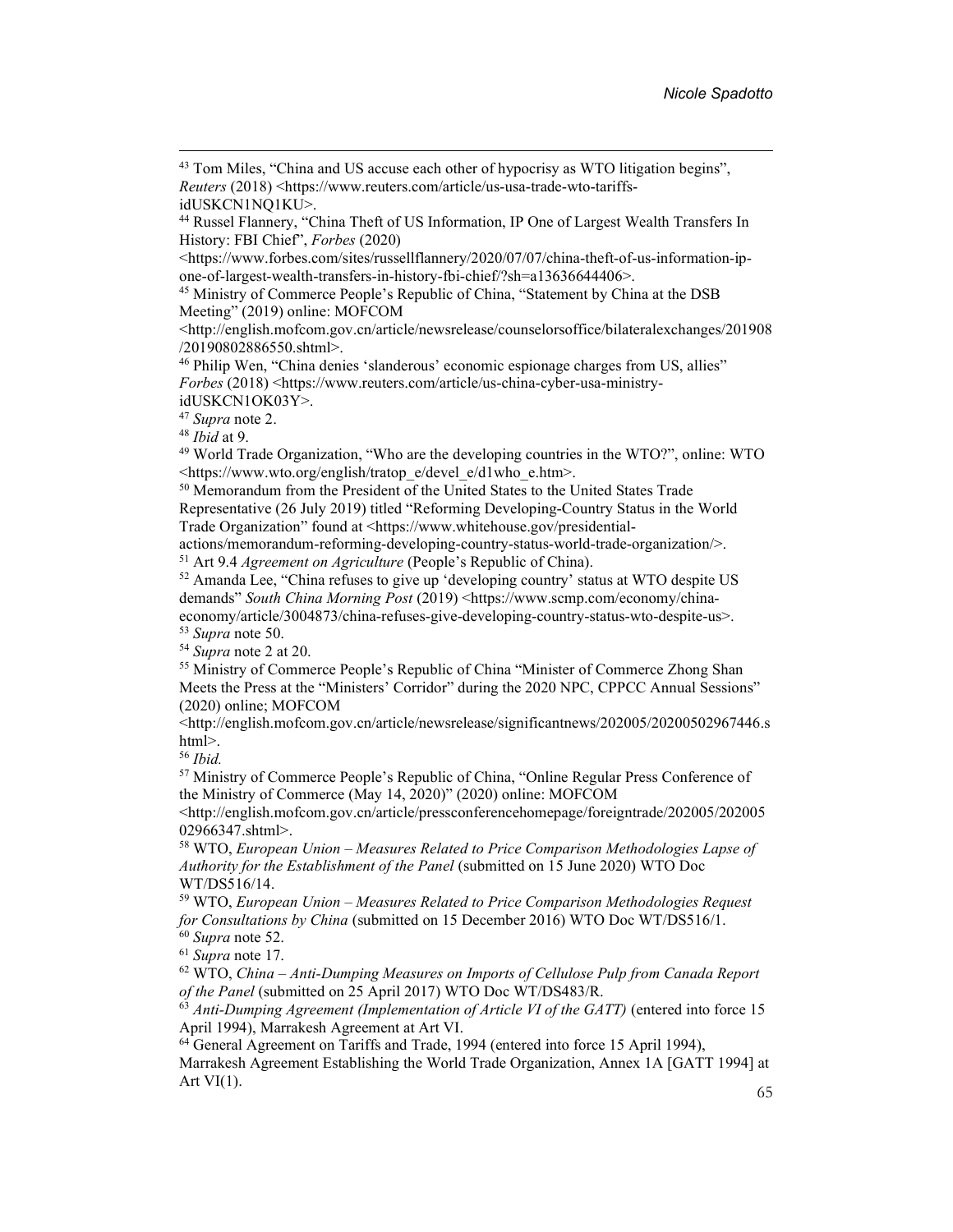[43] Tom Miles, "China and US accuse each other of hypocrisy as WTO litigation begins", *Reuters* (2018) <https://www.reuters.com/article/us-usa-trade-wto-tariffs-idUSKCN1NQ1KU>.

[44] Russel Flannery, "China Theft of US Information, IP One of Largest Wealth Transfers In History: FBI Chief", *Forbes* (2020) <https://www.forbes.com/sites/russellflannery/2020/07/07/china-theft-of-us-information-ip-one-of-largest-wealth-transfers-in-history-fbi-chief/?sh=a13636644406>.

[45] Ministry of Commerce People's Republic of China, "Statement by China at the DSB Meeting" (2019) online: MOFCOM <http://english.mofcom.gov.cn/article/newsrelease/counselorsoffice/bilateralexchanges/201908/20190802886550.shtml>.

[46] Philip Wen, "China denies 'slanderous' economic espionage charges from US, allies" *Forbes* (2018) <https://www.reuters.com/article/us-china-cyber-usa-ministry-idUSKCN1OK03Y>.

[47] *Supra* note 2.

[48] *Ibid* at 9.

[49] World Trade Organization, "Who are the developing countries in the WTO?", online: WTO <https://www.wto.org/english/tratop_e/devel_e/d1who_e.htm>.

[50] Memorandum from the President of the United States to the United States Trade Representative (26 July 2019) titled "Reforming Developing-Country Status in the World Trade Organization" found at <https://www.whitehouse.gov/presidential-actions/memorandum-reforming-developing-country-status-world-trade-organization/>.

[51] Art 9.4 *Agreement on Agriculture* (People's Republic of China).

[52] Amanda Lee, "China refuses to give up 'developing country' status at WTO despite US demands" *South China Morning Post* (2019) <https://www.scmp.com/economy/china-economy/article/3004873/china-refuses-give-developing-country-status-wto-despite-us>.

[53] *Supra* note 50.

[54] *Supra* note 2 at 20.

[55] Ministry of Commerce People's Republic of China "Minister of Commerce Zhong Shan Meets the Press at the "Ministers' Corridor" during the 2020 NPC, CPPCC Annual Sessions" (2020) online; MOFCOM <http://english.mofcom.gov.cn/article/newsrelease/significantnews/202005/20200502967446.shtml>.

[56] *Ibid.*

[57] Ministry of Commerce People's Republic of China, "Online Regular Press Conference of the Ministry of Commerce (May 14, 2020)" (2020) online: MOFCOM <http://english.mofcom.gov.cn/article/pressconferencehomepage/foreigntrade/202005/20200502966347.shtml>.

[58] WTO, *European Union – Measures Related to Price Comparison Methodologies Lapse of Authority for the Establishment of the Panel* (submitted on 15 June 2020) WTO Doc WT/DS516/14.

[59] WTO, *European Union – Measures Related to Price Comparison Methodologies Request for Consultations by China* (submitted on 15 December 2016) WTO Doc WT/DS516/1.

[60] *Supra* note 52.

[61] *Supra* note 17.

[62] WTO, *China – Anti-Dumping Measures on Imports of Cellulose Pulp from Canada Report of the Panel* (submitted on 25 April 2017) WTO Doc WT/DS483/R.

[63] *Anti-Dumping Agreement (Implementation of Article VI of the GATT)* (entered into force 15 April 1994), Marrakesh Agreement at Art VI.

[64] General Agreement on Tariffs and Trade, 1994 (entered into force 15 April 1994), Marrakesh Agreement Establishing the World Trade Organization, Annex 1A [GATT 1994] at Art VI(1).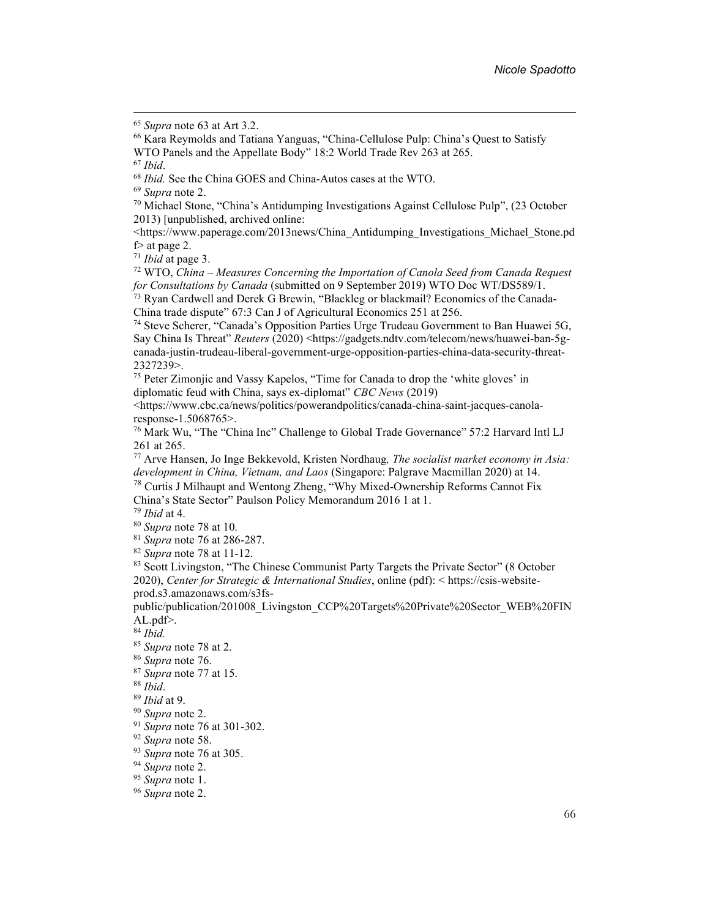[65] *Supra* note 63 at Art 3.2.

[66] Kara Reymolds and Tatiana Yanguas, "China-Cellulose Pulp: China's Quest to Satisfy WTO Panels and the Appellate Body" 18:2 World Trade Rev 263 at 265.

[67] *Ibid*.

[68] *Ibid.* See the China GOES and China-Autos cases at the WTO.

[69] *Supra* note 2.

[70] Michael Stone, "China's Antidumping Investigations Against Cellulose Pulp", (23 October 2013) [unpublished, archived online: <https://www.paperage.com/2013news/China_Antidumping_Investigations_Michael_Stone.pdf> at page 2.

[71] *Ibid* at page 3.

[72] WTO, *China – Measures Concerning the Importation of Canola Seed from Canada Request for Consultations by Canada* (submitted on 9 September 2019) WTO Doc WT/DS589/1.

[73] Ryan Cardwell and Derek G Brewin, "Blackleg or blackmail? Economics of the Canada-China trade dispute" 67:3 Can J of Agricultural Economics 251 at 256.

[74] Steve Scherer, "Canada's Opposition Parties Urge Trudeau Government to Ban Huawei 5G, Say China Is Threat" *Reuters* (2020) <https://gadgets.ndtv.com/telecom/news/huawei-ban-5g-canada-justin-trudeau-liberal-government-urge-opposition-parties-china-data-security-threat-2327239>.

[75] Peter Zimonjic and Vassy Kapelos, "Time for Canada to drop the 'white gloves' in diplomatic feud with China, says ex-diplomat" *CBC News* (2019) <https://www.cbc.ca/news/politics/powerandpolitics/canada-china-saint-jacques-canola-response-1.5068765>.

[76] Mark Wu, "The "China Inc" Challenge to Global Trade Governance" 57:2 Harvard Intl LJ 261 at 265.

[77] Arve Hansen, Jo Inge Bekkevold, Kristen Nordhaug, *The socialist market economy in Asia: development in China, Vietnam, and Laos* (Singapore: Palgrave Macmillan 2020) at 14.

[78] Curtis J Milhaupt and Wentong Zheng, "Why Mixed-Ownership Reforms Cannot Fix China's State Sector" Paulson Policy Memorandum 2016 1 at 1.

[79] *Ibid* at 4.

[80] *Supra* note 78 at 10.

[81] *Supra* note 76 at 286-287.

[82] *Supra* note 78 at 11-12.

[83] Scott Livingston, "The Chinese Communist Party Targets the Private Sector" (8 October 2020), *Center for Strategic & International Studies*, online (pdf): < https://csis-website-prod.s3.amazonaws.com/s3fs-public/publication/201008_Livingston_CCP%20Targets%20Private%20Sector_WEB%20FINAL.pdf>.

[84] *Ibid.*

[85] *Supra* note 78 at 2.

[86] *Supra* note 76.

[87] *Supra* note 77 at 15.

[88] *Ibid*.

[89] *Ibid* at 9.

[90] *Supra* note 2.

[91] *Supra* note 76 at 301-302.

[92] *Supra* note 58.

[93] *Supra* note 76 at 305.

[94] *Supra* note 2.

[95] *Supra* note 1.

[96] *Supra* note 2.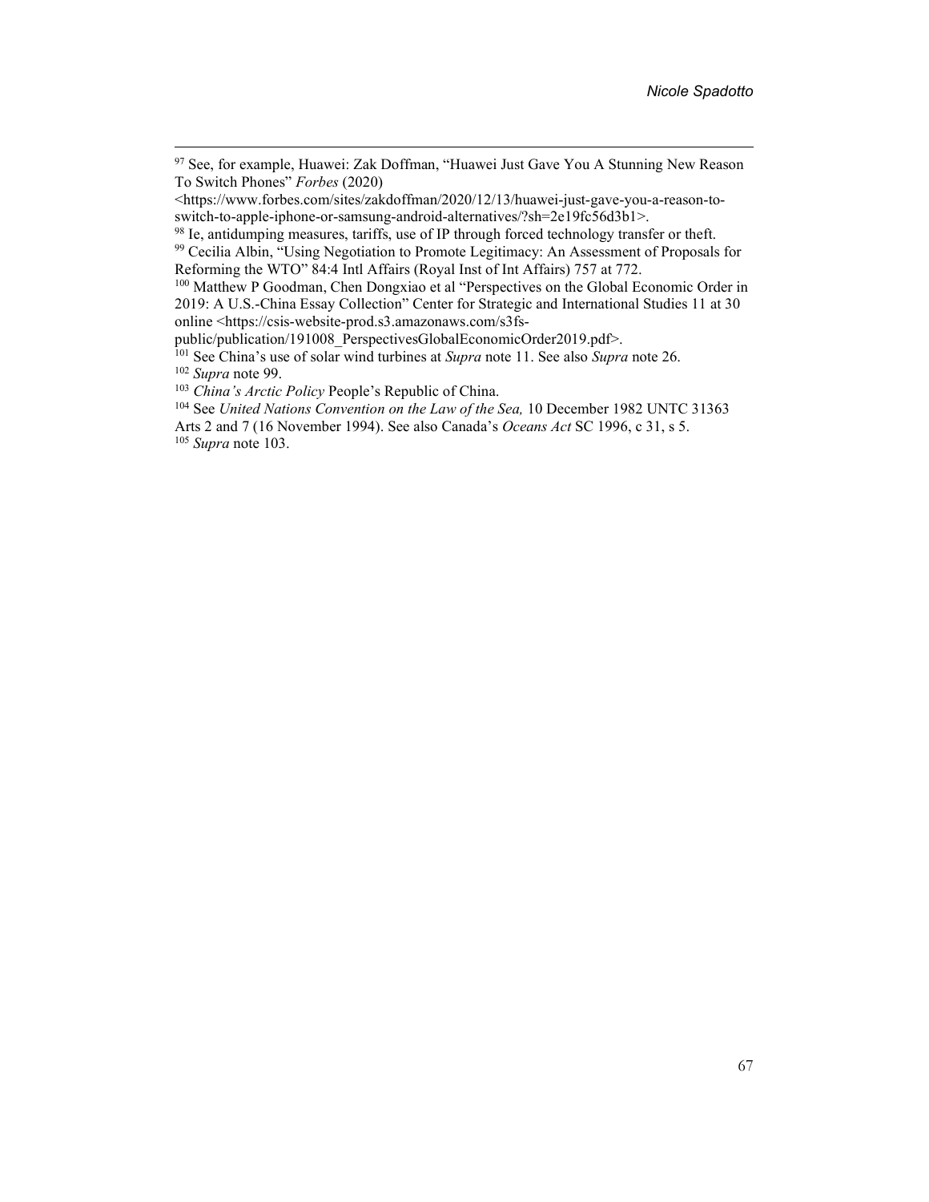[97] See, for example, Huawei: Zak Doffman, "Huawei Just Gave You A Stunning New Reason To Switch Phones" *Forbes* (2020) <https://www.forbes.com/sites/zakdoffman/2020/12/13/huawei-just-gave-you-a-reason-to-switch-to-apple-iphone-or-samsung-android-alternatives/?sh=2e19fc56d3b1>.

[98] Ie, antidumping measures, tariffs, use of IP through forced technology transfer or theft.

[99] Cecilia Albin, "Using Negotiation to Promote Legitimacy: An Assessment of Proposals for Reforming the WTO" 84:4 Intl Affairs (Royal Inst of Int Affairs) 757 at 772.

[100] Matthew P Goodman, Chen Dongxiao et al "Perspectives on the Global Economic Order in 2019: A U.S.-China Essay Collection" Center for Strategic and International Studies 11 at 30 online <https://csis-website-prod.s3.amazonaws.com/s3fs-public/publication/191008_PerspectivesGlobalEconomicOrder2019.pdf>.

[101] See China's use of solar wind turbines at *Supra* note 11. See also *Supra* note 26.

[102] *Supra* note 99.

[103] *China's Arctic Policy* People's Republic of China.

[104] See *United Nations Convention on the Law of the Sea,* 10 December 1982 UNTC 31363 Arts 2 and 7 (16 November 1994). See also Canada's *Oceans Act* SC 1996, c 31, s 5.

[105] *Supra* note 103.